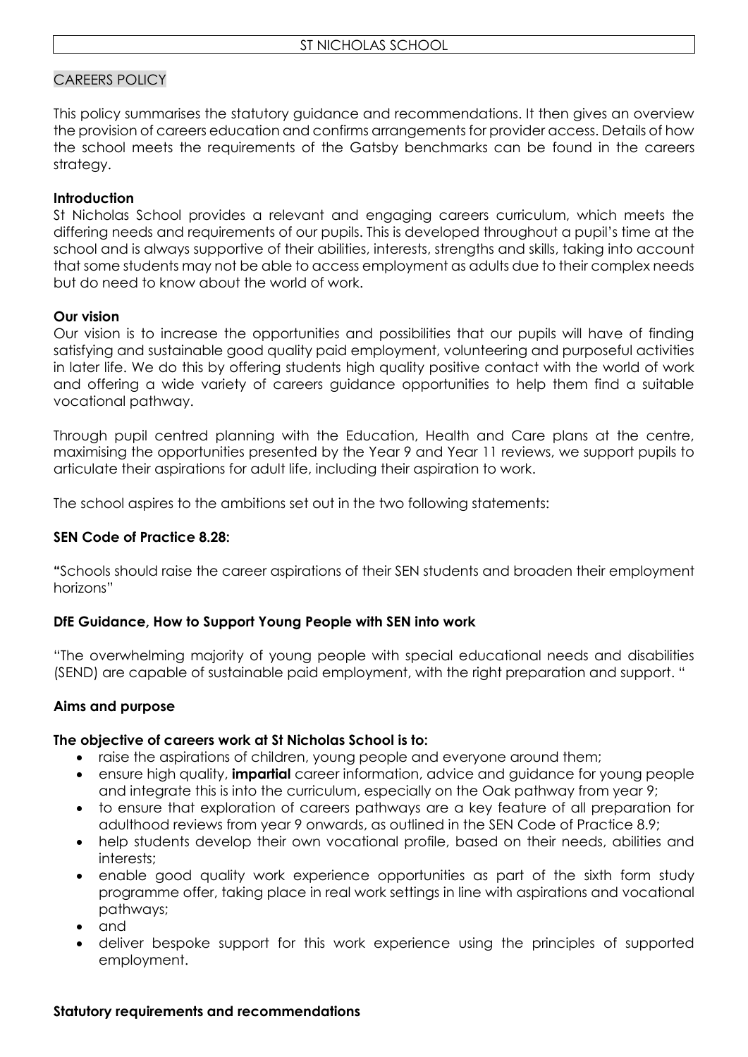# ST NICHOLAS SCHOOL

## CAREERS POLICY

This policy summarises the statutory guidance and recommendations. It then gives an overview the provision of careers education and confirms arrangements for provider access. Details of how the school meets the requirements of the Gatsby benchmarks can be found in the careers strategy.

**Introduction**

St Nicholas School provides a relevant and engaging careers curriculum, which meets the differing needs and requirements of our pupils. This is developed throughout a pupil's time at the school and is always supportive of their abilities, interests, strengths and skills, taking into account that some students may not be able to access employment as adults due to their complex needs but do need to know about the world of work.

**Our vision**

Our vision is to increase the opportunities and possibilities that our pupils will have of finding satisfying and sustainable good quality paid employment, volunteering and purposeful activities in later life. We do this by offering students high quality positive contact with the world of work and offering a wide variety of careers guidance opportunities to help them find a suitable vocational pathway.

Through pupil centred planning with the Education, Health and Care plans at the centre, maximising the opportunities presented by the Year 9 and Year 11 reviews, we support pupils to articulate their aspirations for adult life, including their aspiration to work.

The school aspires to the ambitions set out in the two following statements:

**SEN Code of Practice 8.28:**

**"**Schools should raise the career aspirations of their SEN students and broaden their employment horizons"

**DfE Guidance, How to Support Young People with SEN into work**

"The overwhelming majority of young people with special educational needs and disabilities (SEND) are capable of sustainable paid employment, with the right preparation and support. "

**Aims and purpose**

**The objective of careers work at St Nicholas School is to:**

- raise the aspirations of children, young people and everyone around them;
- ensure high quality, **impartial** career information, advice and guidance for young people and integrate this is into the curriculum, especially on the Oak pathway from year 9;
- to ensure that exploration of careers pathways are a key feature of all preparation for adulthood reviews from year 9 onwards, as outlined in the SEN Code of Practice 8.9;
- help students develop their own vocational profile, based on their needs, abilities and interests;
- enable good quality work experience opportunities as part of the sixth form study programme offer, taking place in real work settings in line with aspirations and vocational pathways;
- and
- deliver bespoke support for this work experience using the principles of supported employment.

**Statutory requirements and recommendations**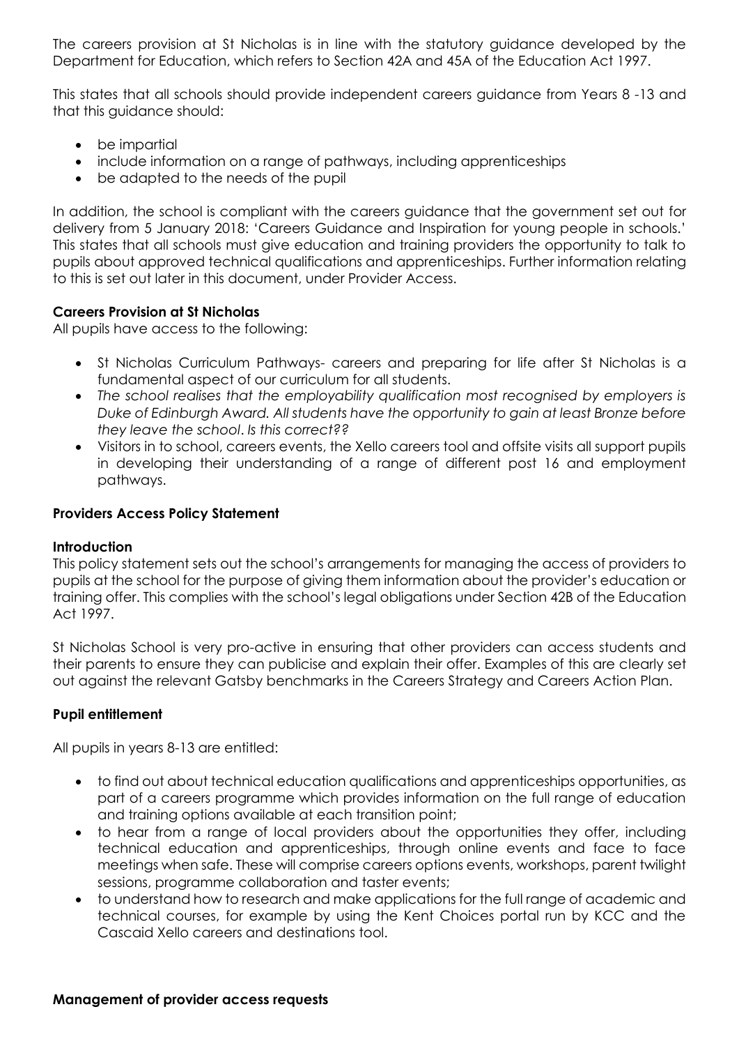The careers provision at St Nicholas is in line with the statutory guidance developed by the Department for Education, which refers to Section 42A and 45A of the Education Act 1997.

This states that all schools should provide independent careers guidance from Years 8 -13 and that this guidance should:

- be impartial
- include information on a range of pathways, including apprenticeships
- be adapted to the needs of the pupil

In addition, the school is compliant with the careers guidance that the government set out for delivery from 5 January 2018: 'Careers Guidance and Inspiration for young people in schools.' This states that all schools must give education and training providers the opportunity to talk to pupils about approved technical qualifications and apprenticeships. Further information relating to this is set out later in this document, under Provider Access.

**Careers Provision at St Nicholas**

All pupils have access to the following:

- St Nicholas Curriculum Pathways- careers and preparing for life after St Nicholas is a fundamental aspect of our curriculum for all students.
- *The school realises that the employability qualification most recognised by employers is Duke of Edinburgh Award. All students have the opportunity to gain at least Bronze before they leave the school. Is this correct??*
- Visitors in to school, careers events, the Xello careers tool and offsite visits all support pupils in developing their understanding of a range of different post 16 and employment pathways.

**Providers Access Policy Statement**

**Introduction**

This policy statement sets out the school's arrangements for managing the access of providers to pupils at the school for the purpose of giving them information about the provider's education or training offer. This complies with the school's legal obligations under Section 42B of the Education Act 1997.

St Nicholas School is very pro-active in ensuring that other providers can access students and their parents to ensure they can publicise and explain their offer. Examples of this are clearly set out against the relevant Gatsby benchmarks in the Careers Strategy and Careers Action Plan.

**Pupil entitlement**

All pupils in years 8-13 are entitled:

- to find out about technical education qualifications and apprenticeships opportunities, as part of a careers programme which provides information on the full range of education and training options available at each transition point;
- to hear from a range of local providers about the opportunities they offer, including technical education and apprenticeships, through online events and face to face meetings when safe. These will comprise careers options events, workshops, parent twilight sessions, programme collaboration and taster events;
- to understand how to research and make applications for the full range of academic and technical courses, for example by using the Kent Choices portal run by KCC and the Cascaid Xello careers and destinations tool.

**Management of provider access requests**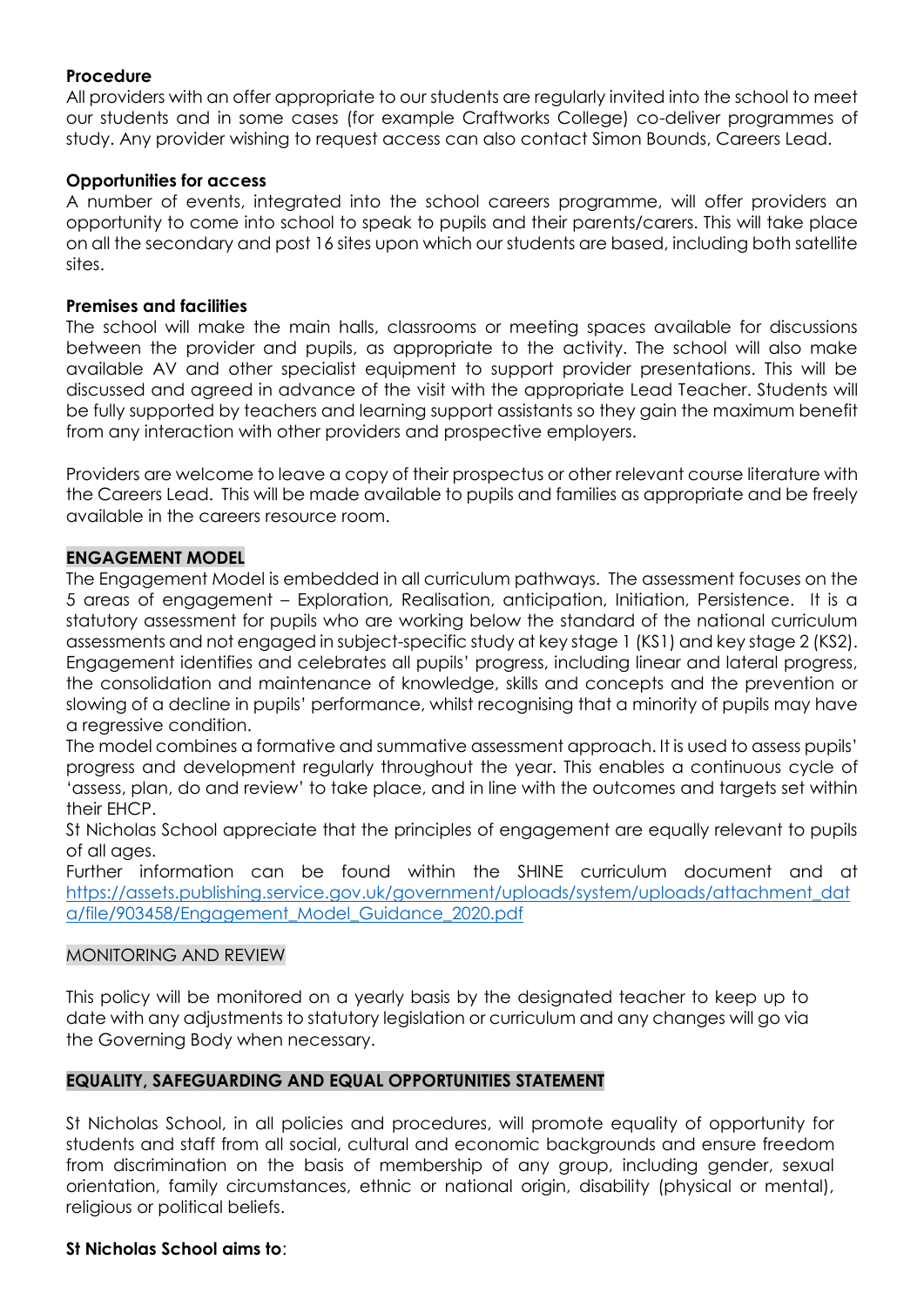**Procedure**
All providers with an offer appropriate to our students are regularly invited into the school to meet our students and in some cases (for example Craftworks College) co-deliver programmes of study. Any provider wishing to request access can also contact Simon Bounds, Careers Lead.

**Opportunities for access**
A number of events, integrated into the school careers programme, will offer providers an opportunity to come into school to speak to pupils and their parents/carers. This will take place on all the secondary and post 16 sites upon which our students are based, including both satellite sites.

**Premises and facilities**
The school will make the main halls, classrooms or meeting spaces available for discussions between the provider and pupils, as appropriate to the activity. The school will also make available AV and other specialist equipment to support provider presentations. This will be discussed and agreed in advance of the visit with the appropriate Lead Teacher. Students will be fully supported by teachers and learning support assistants so they gain the maximum benefit from any interaction with other providers and prospective employers.

Providers are welcome to leave a copy of their prospectus or other relevant course literature with the Careers Lead. This will be made available to pupils and families as appropriate and be freely available in the careers resource room.

**ENGAGEMENT MODEL**
The Engagement Model is embedded in all curriculum pathways. The assessment focuses on the 5 areas of engagement – Exploration, Realisation, anticipation, Initiation, Persistence. It is a statutory assessment for pupils who are working below the standard of the national curriculum assessments and not engaged in subject-specific study at key stage 1 (KS1) and key stage 2 (KS2). Engagement identifies and celebrates all pupils' progress, including linear and lateral progress, the consolidation and maintenance of knowledge, skills and concepts and the prevention or slowing of a decline in pupils' performance, whilst recognising that a minority of pupils may have a regressive condition.
The model combines a formative and summative assessment approach. It is used to assess pupils' progress and development regularly throughout the year. This enables a continuous cycle of 'assess, plan, do and review' to take place, and in line with the outcomes and targets set within their EHCP.
St Nicholas School appreciate that the principles of engagement are equally relevant to pupils of all ages.
Further information can be found within the SHINE curriculum document and at https://assets.publishing.service.gov.uk/government/uploads/system/uploads/attachment_data/file/903458/Engagement_Model_Guidance_2020.pdf

MONITORING AND REVIEW

This policy will be monitored on a yearly basis by the designated teacher to keep up to date with any adjustments to statutory legislation or curriculum and any changes will go via the Governing Body when necessary.

**EQUALITY, SAFEGUARDING AND EQUAL OPPORTUNITIES STATEMENT**

St Nicholas School, in all policies and procedures, will promote equality of opportunity for students and staff from all social, cultural and economic backgrounds and ensure freedom from discrimination on the basis of membership of any group, including gender, sexual orientation, family circumstances, ethnic or national origin, disability (physical or mental), religious or political beliefs.

**St Nicholas School aims to**: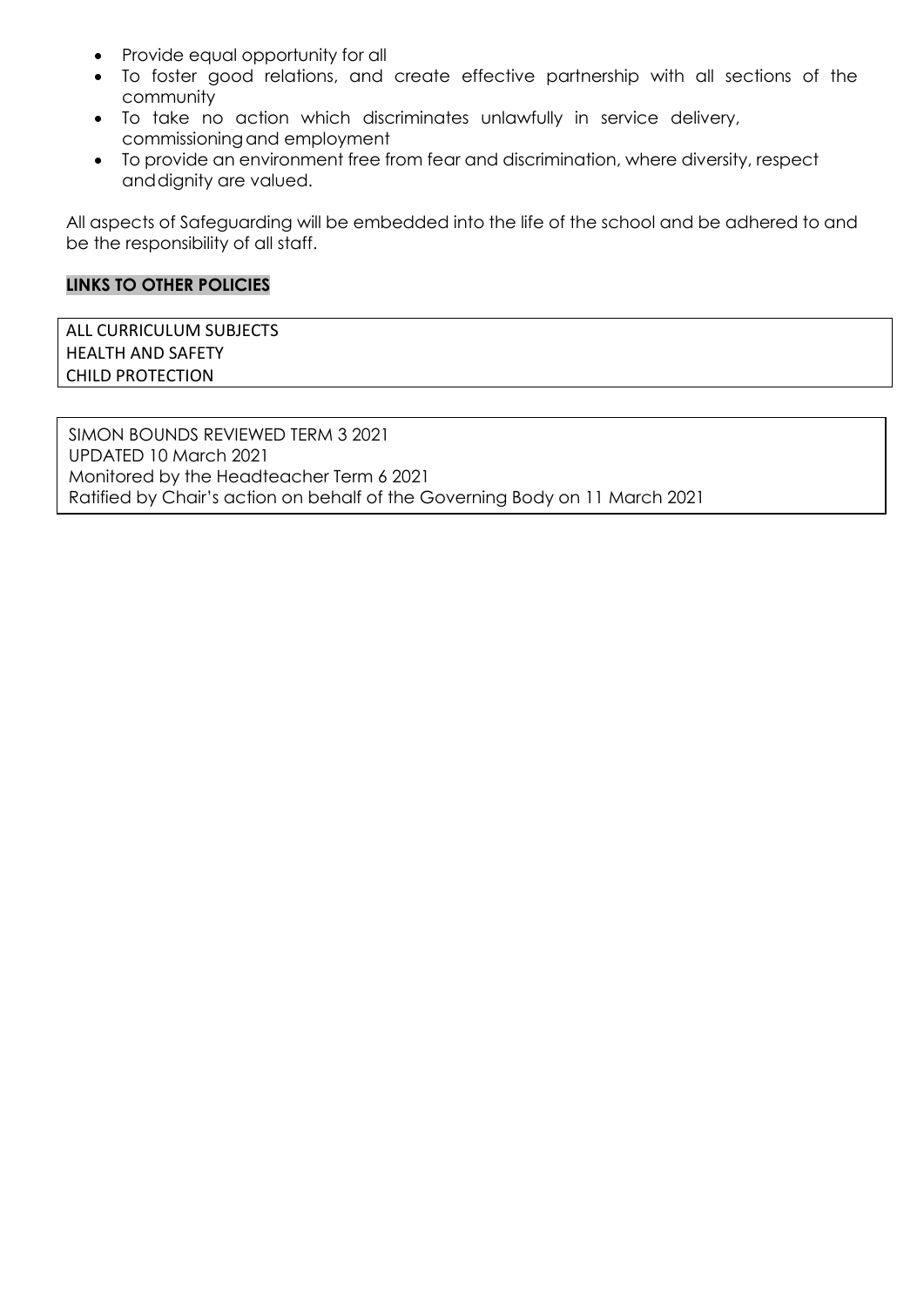- Provide equal opportunity for all
- To foster good relations, and create effective partnership with all sections of the community
- To take no action which discriminates unlawfully in service delivery, commissioning and employment
- To provide an environment free from fear and discrimination, where diversity, respect and dignity are valued.

All aspects of Safeguarding will be embedded into the life of the school and be adhered to and be the responsibility of all staff.

**LINKS TO OTHER POLICIES**

| |
|---|
| ALL CURRICULUM SUBJECTS<br>HEALTH AND SAFETY<br>CHILD PROTECTION |

| |
|---|
| SIMON BOUNDS REVIEWED TERM 3 2021<br>UPDATED 10 March 2021<br>Monitored by the Headteacher Term 6 2021<br>Ratified by Chair's action on behalf of the Governing Body on 11 March 2021 |